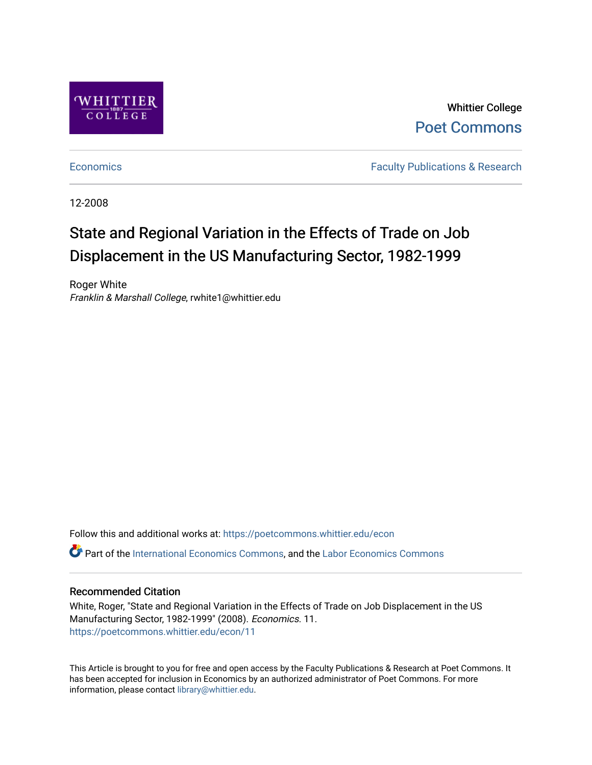Whittier College

Poet Commons

Economics

Faculty Publications & Research

12-2008

# State and Regional Variation in the Effects of Trade on Job Displacement in the US Manufacturing Sector, 1982-1999

Roger White

*Franklin & Marshall College*, rwhite1@whittier.edu

Follow this and additional works at: https://poetcommons.whittier.edu/econ

Part of the International Economics Commons, and the Labor Economics Commons

## Recommended Citation

White, Roger, "State and Regional Variation in the Effects of Trade on Job Displacement in the US Manufacturing Sector, 1982-1999" (2008). *Economics*. 11.
https://poetcommons.whittier.edu/econ/11

This Article is brought to you for free and open access by the Faculty Publications & Research at Poet Commons. It has been accepted for inclusion in Economics by an authorized administrator of Poet Commons. For more information, please contact library@whittier.edu.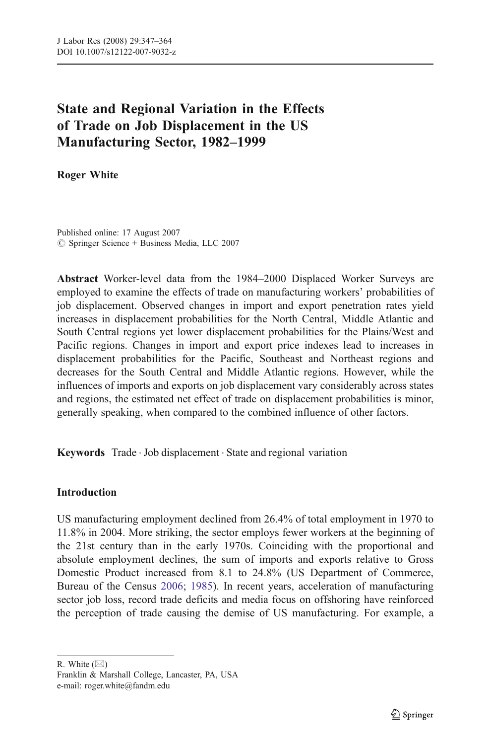# State and Regional Variation in the Effects of Trade on Job Displacement in the US Manufacturing Sector, 1982–1999

**Roger White**

Published online: 17 August 2007
© Springer Science + Business Media, LLC 2007

**Abstract** Worker-level data from the 1984–2000 Displaced Worker Surveys are employed to examine the effects of trade on manufacturing workers' probabilities of job displacement. Observed changes in import and export penetration rates yield increases in displacement probabilities for the North Central, Middle Atlantic and South Central regions yet lower displacement probabilities for the Plains/West and Pacific regions. Changes in import and export price indexes lead to increases in displacement probabilities for the Pacific, Southeast and Northeast regions and decreases for the South Central and Middle Atlantic regions. However, while the influences of imports and exports on job displacement vary considerably across states and regions, the estimated net effect of trade on displacement probabilities is minor, generally speaking, when compared to the combined influence of other factors.

**Keywords** Trade · Job displacement · State and regional variation

## Introduction

US manufacturing employment declined from 26.4% of total employment in 1970 to 11.8% in 2004. More striking, the sector employs fewer workers at the beginning of the 21st century than in the early 1970s. Coinciding with the proportional and absolute employment declines, the sum of imports and exports relative to Gross Domestic Product increased from 8.1 to 24.8% (US Department of Commerce, Bureau of the Census 2006; 1985). In recent years, acceleration of manufacturing sector job loss, record trade deficits and media focus on offshoring have reinforced the perception of trade causing the demise of US manufacturing. For example, a

R. White (✉)
Franklin & Marshall College, Lancaster, PA, USA
e-mail: roger.white@fandm.edu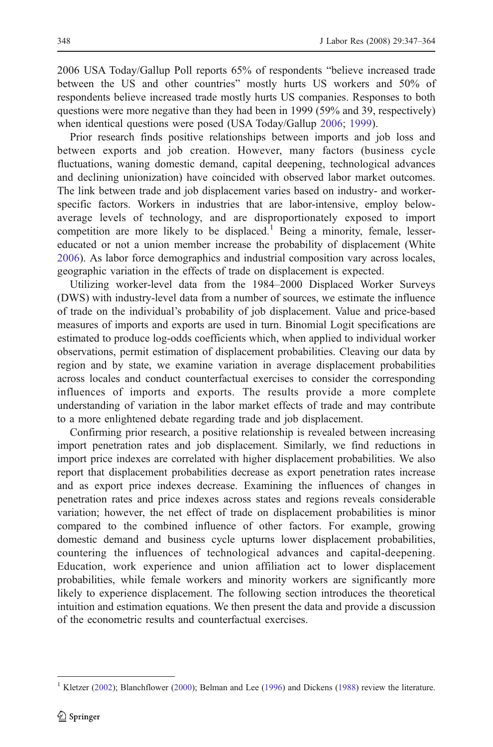2006 USA Today/Gallup Poll reports 65% of respondents "believe increased trade between the US and other countries" mostly hurts US workers and 50% of respondents believe increased trade mostly hurts US companies. Responses to both questions were more negative than they had been in 1999 (59% and 39, respectively) when identical questions were posed (USA Today/Gallup 2006; 1999).

Prior research finds positive relationships between imports and job loss and between exports and job creation. However, many factors (business cycle fluctuations, waning domestic demand, capital deepening, technological advances and declining unionization) have coincided with observed labor market outcomes. The link between trade and job displacement varies based on industry- and worker-specific factors. Workers in industries that are labor-intensive, employ below-average levels of technology, and are disproportionately exposed to import competition are more likely to be displaced.[1] Being a minority, female, lesser-educated or not a union member increase the probability of displacement (White 2006). As labor force demographics and industrial composition vary across locales, geographic variation in the effects of trade on displacement is expected.

Utilizing worker-level data from the 1984–2000 Displaced Worker Surveys (DWS) with industry-level data from a number of sources, we estimate the influence of trade on the individual's probability of job displacement. Value and price-based measures of imports and exports are used in turn. Binomial Logit specifications are estimated to produce log-odds coefficients which, when applied to individual worker observations, permit estimation of displacement probabilities. Cleaving our data by region and by state, we examine variation in average displacement probabilities across locales and conduct counterfactual exercises to consider the corresponding influences of imports and exports. The results provide a more complete understanding of variation in the labor market effects of trade and may contribute to a more enlightened debate regarding trade and job displacement.

Confirming prior research, a positive relationship is revealed between increasing import penetration rates and job displacement. Similarly, we find reductions in import price indexes are correlated with higher displacement probabilities. We also report that displacement probabilities decrease as export penetration rates increase and as export price indexes decrease. Examining the influences of changes in penetration rates and price indexes across states and regions reveals considerable variation; however, the net effect of trade on displacement probabilities is minor compared to the combined influence of other factors. For example, growing domestic demand and business cycle upturns lower displacement probabilities, countering the influences of technological advances and capital-deepening. Education, work experience and union affiliation act to lower displacement probabilities, while female workers and minority workers are significantly more likely to experience displacement. The following section introduces the theoretical intuition and estimation equations. We then present the data and provide a discussion of the econometric results and counterfactual exercises.

[1] Kletzer (2002); Blanchflower (2000); Belman and Lee (1996) and Dickens (1988) review the literature.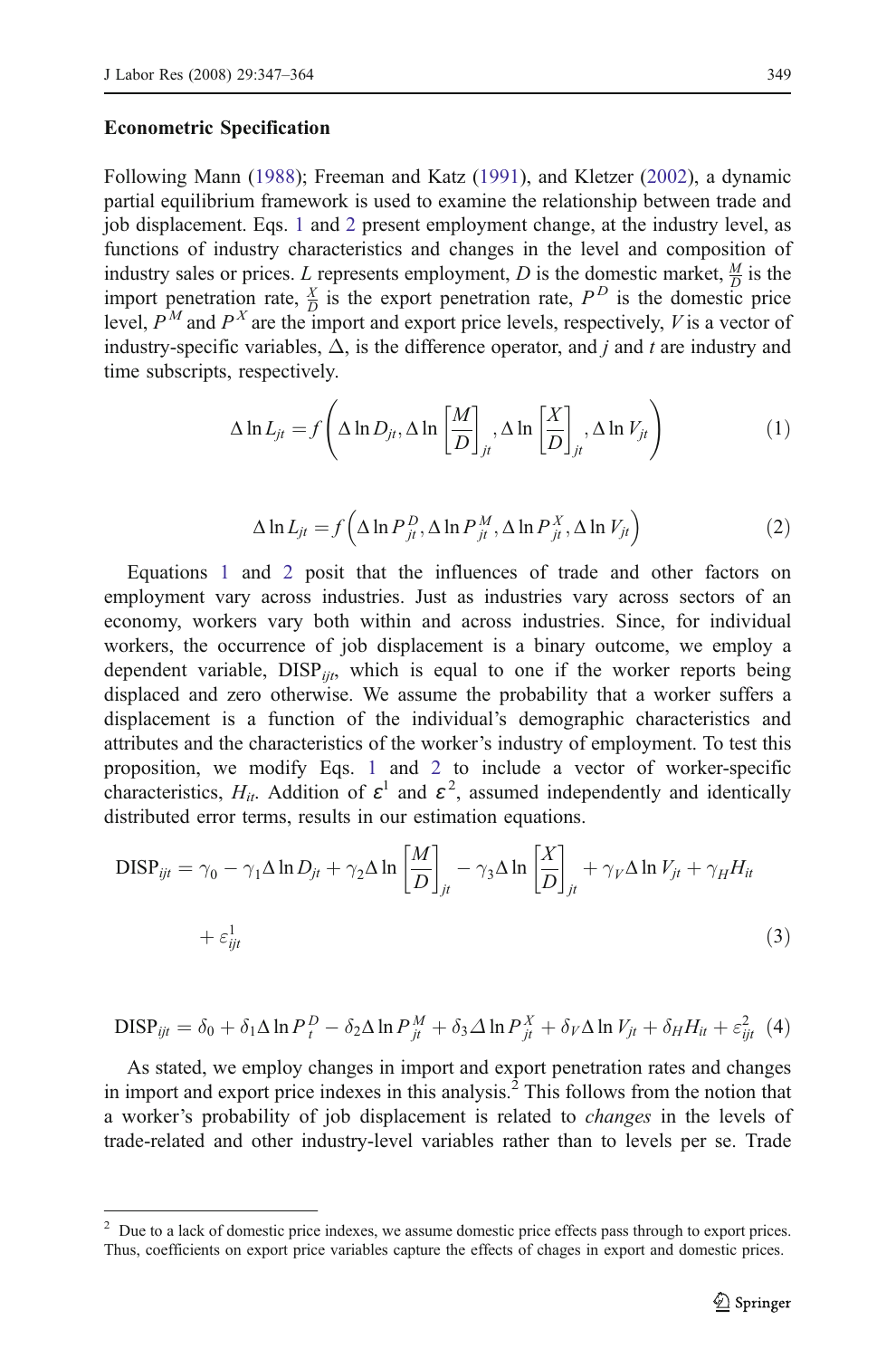### Econometric Specification

Following Mann (1988); Freeman and Katz (1991), and Kletzer (2002), a dynamic partial equilibrium framework is used to examine the relationship between trade and job displacement. Eqs. 1 and 2 present employment change, at the industry level, as functions of industry characteristics and changes in the level and composition of industry sales or prices. $L$ represents employment, $D$ is the domestic market, $\frac{M}{D}$ is the import penetration rate, $\frac{X}{D}$ is the export penetration rate, $P^D$ is the domestic price level, $P^M$ and $P^X$ are the import and export price levels, respectively, $V$ is a vector of industry-specific variables, $\Delta$, is the difference operator, and $j$ and $t$ are industry and time subscripts, respectively.

$$\Delta \ln L_{jt} = f\left(\Delta \ln D_{jt}, \Delta \ln \left[\frac{M}{D}\right]_{jt}, \Delta \ln \left[\frac{X}{D}\right]_{jt}, \Delta \ln V_{jt}\right) \tag{1}$$

$$\Delta \ln L_{jt} = f\left(\Delta \ln P^D_{jt}, \Delta \ln P^M_{jt}, \Delta \ln P^X_{jt}, \Delta \ln V_{jt}\right) \tag{2}$$

Equations 1 and 2 posit that the influences of trade and other factors on employment vary across industries. Just as industries vary across sectors of an economy, workers vary both within and across industries. Since, for individual workers, the occurrence of job displacement is a binary outcome, we employ a dependent variable, $\text{DISP}_{ijt}$, which is equal to one if the worker reports being displaced and zero otherwise. We assume the probability that a worker suffers a displacement is a function of the individual's demographic characteristics and attributes and the characteristics of the worker's industry of employment. To test this proposition, we modify Eqs. 1 and 2 to include a vector of worker-specific characteristics, $H_{it}$. Addition of $\varepsilon^1$ and $\varepsilon^2$, assumed independently and identically distributed error terms, results in our estimation equations.

$$\text{DISP}_{ijt} = \gamma_0 - \gamma_1 \Delta \ln D_{jt} + \gamma_2 \Delta \ln \left[\frac{M}{D}\right]_{jt} - \gamma_3 \Delta \ln \left[\frac{X}{D}\right]_{jt} + \gamma_V \Delta \ln V_{jt} + \gamma_H H_{it} + \varepsilon^1_{ijt} \tag{3}$$

$$\text{DISP}_{ijt} = \delta_0 + \delta_1 \Delta \ln P^D_t - \delta_2 \Delta \ln P^M_{jt} + \delta_3 \Delta \ln P^X_{jt} + \delta_V \Delta \ln V_{jt} + \delta_H H_{it} + \varepsilon^2_{ijt} \tag{4}$$

As stated, we employ changes in import and export penetration rates and changes in import and export price indexes in this analysis.[2] This follows from the notion that a worker's probability of job displacement is related to *changes* in the levels of trade-related and other industry-level variables rather than to levels per se. Trade

[2] Due to a lack of domestic price indexes, we assume domestic price effects pass through to export prices. Thus, coefficients on export price variables capture the effects of chages in export and domestic prices.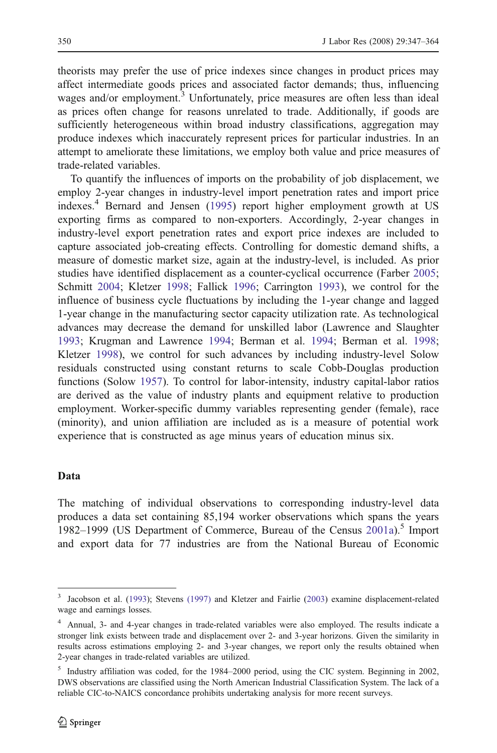theorists may prefer the use of price indexes since changes in product prices may affect intermediate goods prices and associated factor demands; thus, influencing wages and/or employment.[3] Unfortunately, price measures are often less than ideal as prices often change for reasons unrelated to trade. Additionally, if goods are sufficiently heterogeneous within broad industry classifications, aggregation may produce indexes which inaccurately represent prices for particular industries. In an attempt to ameliorate these limitations, we employ both value and price measures of trade-related variables.

To quantify the influences of imports on the probability of job displacement, we employ 2-year changes in industry-level import penetration rates and import price indexes.[4] Bernard and Jensen (1995) report higher employment growth at US exporting firms as compared to non-exporters. Accordingly, 2-year changes in industry-level export penetration rates and export price indexes are included to capture associated job-creating effects. Controlling for domestic demand shifts, a measure of domestic market size, again at the industry-level, is included. As prior studies have identified displacement as a counter-cyclical occurrence (Farber 2005; Schmitt 2004; Kletzer 1998; Fallick 1996; Carrington 1993), we control for the influence of business cycle fluctuations by including the 1-year change and lagged 1-year change in the manufacturing sector capacity utilization rate. As technological advances may decrease the demand for unskilled labor (Lawrence and Slaughter 1993; Krugman and Lawrence 1994; Berman et al. 1994; Berman et al. 1998; Kletzer 1998), we control for such advances by including industry-level Solow residuals constructed using constant returns to scale Cobb-Douglas production functions (Solow 1957). To control for labor-intensity, industry capital-labor ratios are derived as the value of industry plants and equipment relative to production employment. Worker-specific dummy variables representing gender (female), race (minority), and union affiliation are included as is a measure of potential work experience that is constructed as age minus years of education minus six.

## Data

The matching of individual observations to corresponding industry-level data produces a data set containing 85,194 worker observations which spans the years 1982–1999 (US Department of Commerce, Bureau of the Census 2001a).[5] Import and export data for 77 industries are from the National Bureau of Economic

---

[3] Jacobson et al. (1993); Stevens (1997) and Kletzer and Fairlie (2003) examine displacement-related wage and earnings losses.

[4] Annual, 3- and 4-year changes in trade-related variables were also employed. The results indicate a stronger link exists between trade and displacement over 2- and 3-year horizons. Given the similarity in results across estimations employing 2- and 3-year changes, we report only the results obtained when 2-year changes in trade-related variables are utilized.

[5] Industry affiliation was coded, for the 1984–2000 period, using the CIC system. Beginning in 2002, DWS observations are classified using the North American Industrial Classification System. The lack of a reliable CIC-to-NAICS concordance prohibits undertaking analysis for more recent surveys.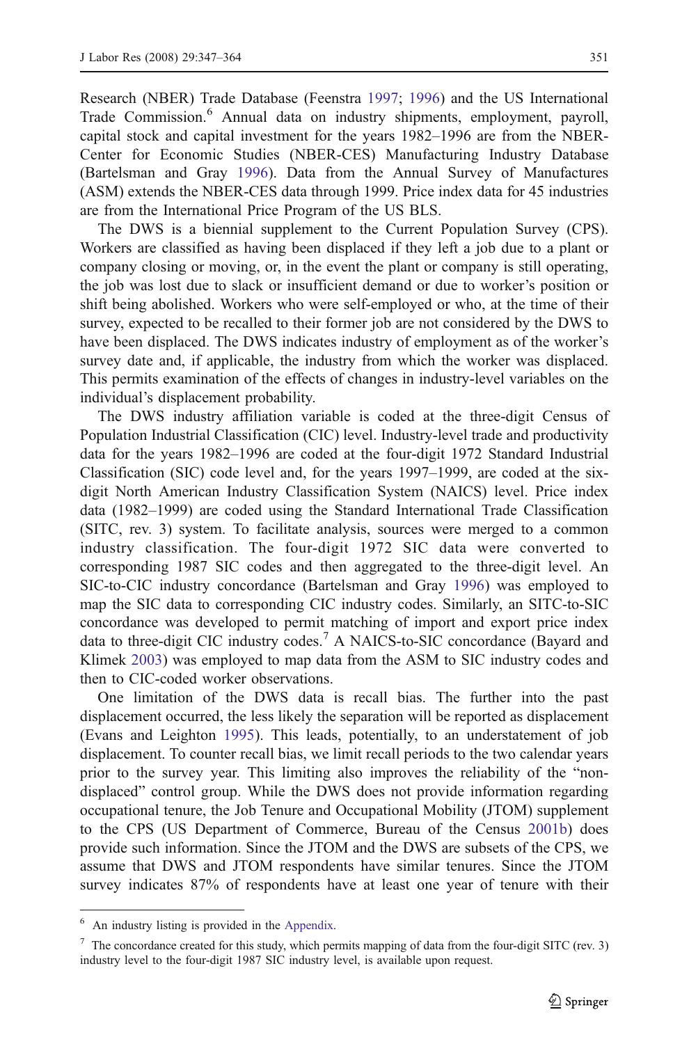Research (NBER) Trade Database (Feenstra 1997; 1996) and the US International Trade Commission.[6] Annual data on industry shipments, employment, payroll, capital stock and capital investment for the years 1982–1996 are from the NBER-Center for Economic Studies (NBER-CES) Manufacturing Industry Database (Bartelsman and Gray 1996). Data from the Annual Survey of Manufactures (ASM) extends the NBER-CES data through 1999. Price index data for 45 industries are from the International Price Program of the US BLS.

The DWS is a biennial supplement to the Current Population Survey (CPS). Workers are classified as having been displaced if they left a job due to a plant or company closing or moving, or, in the event the plant or company is still operating, the job was lost due to slack or insufficient demand or due to worker's position or shift being abolished. Workers who were self-employed or who, at the time of their survey, expected to be recalled to their former job are not considered by the DWS to have been displaced. The DWS indicates industry of employment as of the worker's survey date and, if applicable, the industry from which the worker was displaced. This permits examination of the effects of changes in industry-level variables on the individual's displacement probability.

The DWS industry affiliation variable is coded at the three-digit Census of Population Industrial Classification (CIC) level. Industry-level trade and productivity data for the years 1982–1996 are coded at the four-digit 1972 Standard Industrial Classification (SIC) code level and, for the years 1997–1999, are coded at the six-digit North American Industry Classification System (NAICS) level. Price index data (1982–1999) are coded using the Standard International Trade Classification (SITC, rev. 3) system. To facilitate analysis, sources were merged to a common industry classification. The four-digit 1972 SIC data were converted to corresponding 1987 SIC codes and then aggregated to the three-digit level. An SIC-to-CIC industry concordance (Bartelsman and Gray 1996) was employed to map the SIC data to corresponding CIC industry codes. Similarly, an SITC-to-SIC concordance was developed to permit matching of import and export price index data to three-digit CIC industry codes.[7] A NAICS-to-SIC concordance (Bayard and Klimek 2003) was employed to map data from the ASM to SIC industry codes and then to CIC-coded worker observations.

One limitation of the DWS data is recall bias. The further into the past displacement occurred, the less likely the separation will be reported as displacement (Evans and Leighton 1995). This leads, potentially, to an understatement of job displacement. To counter recall bias, we limit recall periods to the two calendar years prior to the survey year. This limiting also improves the reliability of the "non-displaced" control group. While the DWS does not provide information regarding occupational tenure, the Job Tenure and Occupational Mobility (JTOM) supplement to the CPS (US Department of Commerce, Bureau of the Census 2001b) does provide such information. Since the JTOM and the DWS are subsets of the CPS, we assume that DWS and JTOM respondents have similar tenures. Since the JTOM survey indicates 87% of respondents have at least one year of tenure with their

---

[6] An industry listing is provided in the Appendix.

[7] The concordance created for this study, which permits mapping of data from the four-digit SITC (rev. 3) industry level to the four-digit 1987 SIC industry level, is available upon request.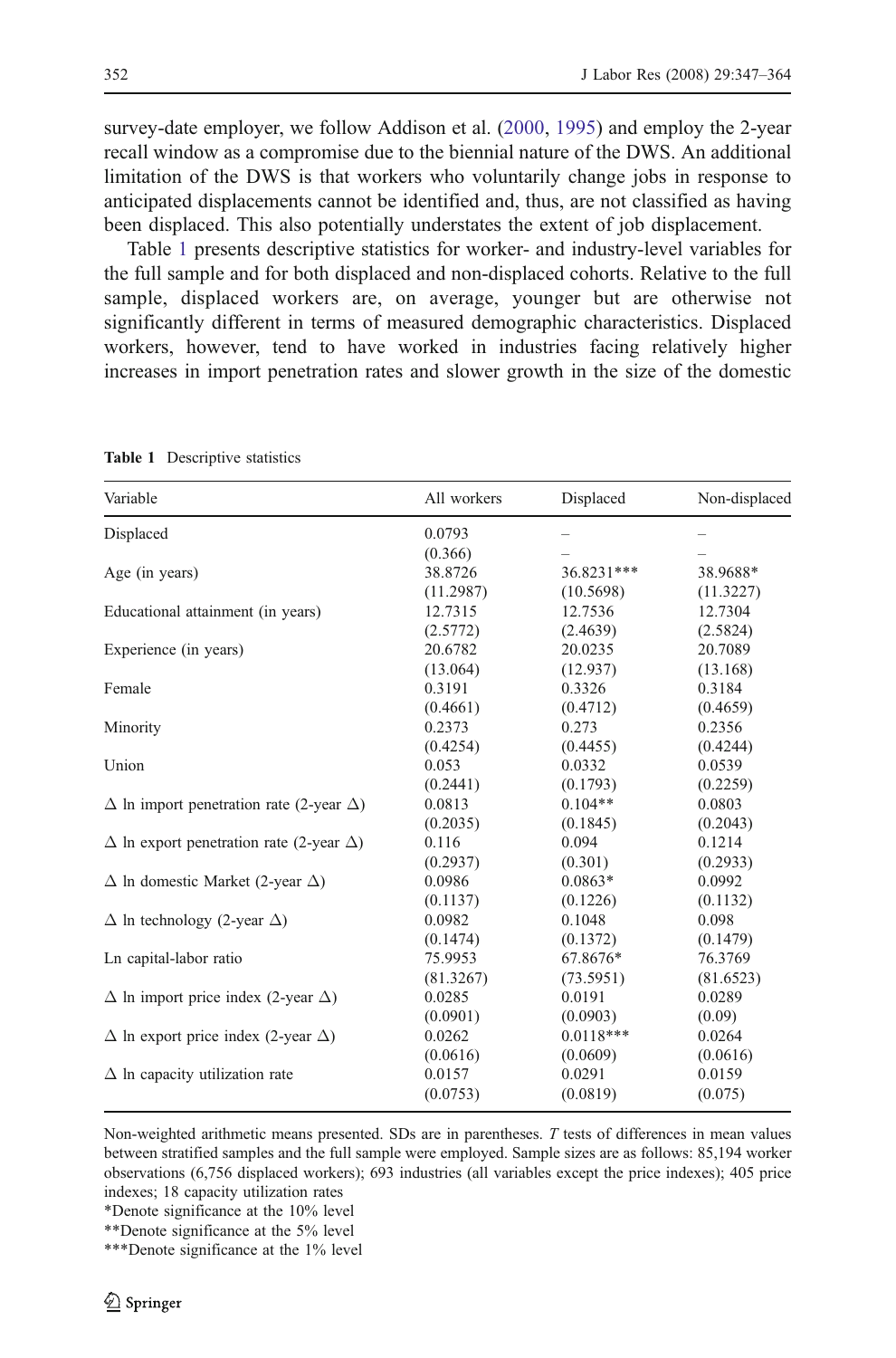survey-date employer, we follow Addison et al. (2000, 1995) and employ the 2-year recall window as a compromise due to the biennial nature of the DWS. An additional limitation of the DWS is that workers who voluntarily change jobs in response to anticipated displacements cannot be identified and, thus, are not classified as having been displaced. This also potentially understates the extent of job displacement.

Table 1 presents descriptive statistics for worker- and industry-level variables for the full sample and for both displaced and non-displaced cohorts. Relative to the full sample, displaced workers are, on average, younger but are otherwise not significantly different in terms of measured demographic characteristics. Displaced workers, however, tend to have worked in industries facing relatively higher increases in import penetration rates and slower growth in the size of the domestic

**Table 1** Descriptive statistics

| Variable | All workers | Displaced | Non-displaced |
|---|---|---|---|
| Displaced | 0.0793 | – | – |
| | (0.366) | – | – |
| Age (in years) | 38.8726 | 36.8231*** | 38.9688* |
| | (11.2987) | (10.5698) | (11.3227) |
| Educational attainment (in years) | 12.7315 | 12.7536 | 12.7304 |
| | (2.5772) | (2.4639) | (2.5824) |
| Experience (in years) | 20.6782 | 20.0235 | 20.7089 |
| | (13.064) | (12.937) | (13.168) |
| Female | 0.3191 | 0.3326 | 0.3184 |
| | (0.4661) | (0.4712) | (0.4659) |
| Minority | 0.2373 | 0.273 | 0.2356 |
| | (0.4254) | (0.4455) | (0.4244) |
| Union | 0.053 | 0.0332 | 0.0539 |
| | (0.2441) | (0.1793) | (0.2259) |
| $\Delta$ ln import penetration rate (2-year $\Delta$) | 0.0813 | 0.104** | 0.0803 |
| | (0.2035) | (0.1845) | (0.2043) |
| $\Delta$ ln export penetration rate (2-year $\Delta$) | 0.116 | 0.094 | 0.1214 |
| | (0.2937) | (0.301) | (0.2933) |
| $\Delta$ ln domestic Market (2-year $\Delta$) | 0.0986 | 0.0863* | 0.0992 |
| | (0.1137) | (0.1226) | (0.1132) |
| $\Delta$ ln technology (2-year $\Delta$) | 0.0982 | 0.1048 | 0.098 |
| | (0.1474) | (0.1372) | (0.1479) |
| Ln capital-labor ratio | 75.9953 | 67.8676* | 76.3769 |
| | (81.3267) | (73.5951) | (81.6523) |
| $\Delta$ ln import price index (2-year $\Delta$) | 0.0285 | 0.0191 | 0.0289 |
| | (0.0901) | (0.0903) | (0.09) |
| $\Delta$ ln export price index (2-year $\Delta$) | 0.0262 | 0.0118*** | 0.0264 |
| | (0.0616) | (0.0609) | (0.0616) |
| $\Delta$ ln capacity utilization rate | 0.0157 | 0.0291 | 0.0159 |
| | (0.0753) | (0.0819) | (0.075) |

Non-weighted arithmetic means presented. SDs are in parentheses. *T* tests of differences in mean values between stratified samples and the full sample were employed. Sample sizes are as follows: 85,194 worker observations (6,756 displaced workers); 693 industries (all variables except the price indexes); 405 price indexes; 18 capacity utilization rates

*Denote significance at the 10% level

**Denote significance at the 5% level

***Denote significance at the 1% level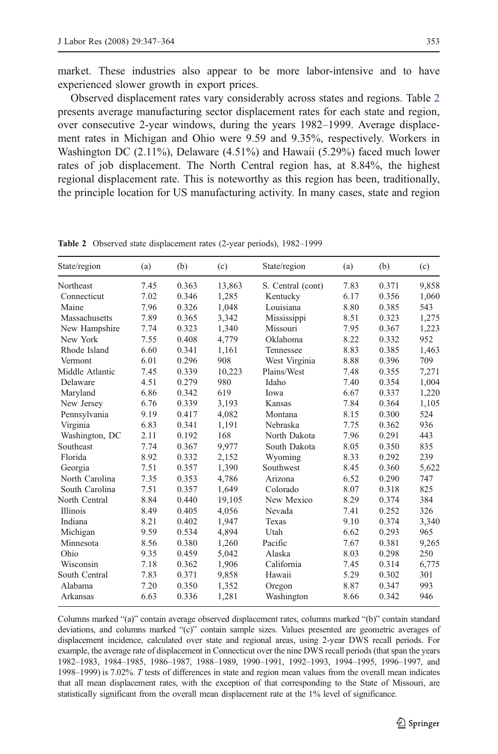market. These industries also appear to be more labor-intensive and to have experienced slower growth in export prices.

Observed displacement rates vary considerably across states and regions. Table 2 presents average manufacturing sector displacement rates for each state and region, over consecutive 2-year windows, during the years 1982–1999. Average displacement rates in Michigan and Ohio were 9.59 and 9.35%, respectively. Workers in Washington DC (2.11%), Delaware (4.51%) and Hawaii (5.29%) faced much lower rates of job displacement. The North Central region has, at 8.84%, the highest regional displacement rate. This is noteworthy as this region has been, traditionally, the principle location for US manufacturing activity. In many cases, state and region

**Table 2** Observed state displacement rates (2-year periods), 1982–1999

| State/region | (a) | (b) | (c) | State/region | (a) | (b) | (c) |
|---|---|---|---|---|---|---|---|
| Northeast | 7.45 | 0.363 | 13,863 | S. Central (cont) | 7.83 | 0.371 | 9,858 |
| Connecticut | 7.02 | 0.346 | 1,285 | Kentucky | 6.17 | 0.356 | 1,060 |
| Maine | 7.96 | 0.326 | 1,048 | Louisiana | 8.80 | 0.385 | 543 |
| Massachusetts | 7.89 | 0.365 | 3,342 | Mississippi | 8.51 | 0.323 | 1,275 |
| New Hampshire | 7.74 | 0.323 | 1,340 | Missouri | 7.95 | 0.367 | 1,223 |
| New York | 7.55 | 0.408 | 4,779 | Oklahoma | 8.22 | 0.332 | 952 |
| Rhode Island | 6.60 | 0.341 | 1,161 | Tennessee | 8.83 | 0.385 | 1,463 |
| Vermont | 6.01 | 0.296 | 908 | West Virginia | 8.88 | 0.396 | 709 |
| Middle Atlantic | 7.45 | 0.339 | 10,223 | Plains/West | 7.48 | 0.355 | 7,271 |
| Delaware | 4.51 | 0.279 | 980 | Idaho | 7.40 | 0.354 | 1,004 |
| Maryland | 6.86 | 0.342 | 619 | Iowa | 6.67 | 0.337 | 1,220 |
| New Jersey | 6.76 | 0.339 | 3,193 | Kansas | 7.84 | 0.364 | 1,105 |
| Pennsylvania | 9.19 | 0.417 | 4,082 | Montana | 8.15 | 0.300 | 524 |
| Virginia | 6.83 | 0.341 | 1,191 | Nebraska | 7.75 | 0.362 | 936 |
| Washington, DC | 2.11 | 0.192 | 168 | North Dakota | 7.96 | 0.291 | 443 |
| Southeast | 7.74 | 0.367 | 9,977 | South Dakota | 8.05 | 0.350 | 835 |
| Florida | 8.92 | 0.332 | 2,152 | Wyoming | 8.33 | 0.292 | 239 |
| Georgia | 7.51 | 0.357 | 1,390 | Southwest | 8.45 | 0.360 | 5,622 |
| North Carolina | 7.35 | 0.353 | 4,786 | Arizona | 6.52 | 0.290 | 747 |
| South Carolina | 7.51 | 0.357 | 1,649 | Colorado | 8.07 | 0.318 | 825 |
| North Central | 8.84 | 0.440 | 19,105 | New Mexico | 8.29 | 0.374 | 384 |
| Illinois | 8.49 | 0.405 | 4,056 | Nevada | 7.41 | 0.252 | 326 |
| Indiana | 8.21 | 0.402 | 1,947 | Texas | 9.10 | 0.374 | 3,340 |
| Michigan | 9.59 | 0.534 | 4,894 | Utah | 6.62 | 0.293 | 965 |
| Minnesota | 8.56 | 0.380 | 1,260 | Pacific | 7.67 | 0.381 | 9,265 |
| Ohio | 9.35 | 0.459 | 5,042 | Alaska | 8.03 | 0.298 | 250 |
| Wisconsin | 7.18 | 0.362 | 1,906 | California | 7.45 | 0.314 | 6,775 |
| South Central | 7.83 | 0.371 | 9,858 | Hawaii | 5.29 | 0.302 | 301 |
| Alabama | 7.20 | 0.350 | 1,352 | Oregon | 8.87 | 0.347 | 993 |
| Arkansas | 6.63 | 0.336 | 1,281 | Washington | 8.66 | 0.342 | 946 |

Columns marked "(a)" contain average observed displacement rates, columns marked "(b)" contain standard deviations, and columns marked "(c)" contain sample sizes. Values presented are geometric averages of displacement incidence, calculated over state and regional areas, using 2-year DWS recall periods. For example, the average rate of displacement in Connecticut over the nine DWS recall periods (that span the years 1982–1983, 1984–1985, 1986–1987, 1988–1989, 1990–1991, 1992–1993, 1994–1995, 1996–1997, and 1998–1999) is 7.02%. *T* tests of differences in state and region mean values from the overall mean indicates that all mean displacement rates, with the exception of that corresponding to the State of Missouri, are statistically significant from the overall mean displacement rate at the 1% level of significance.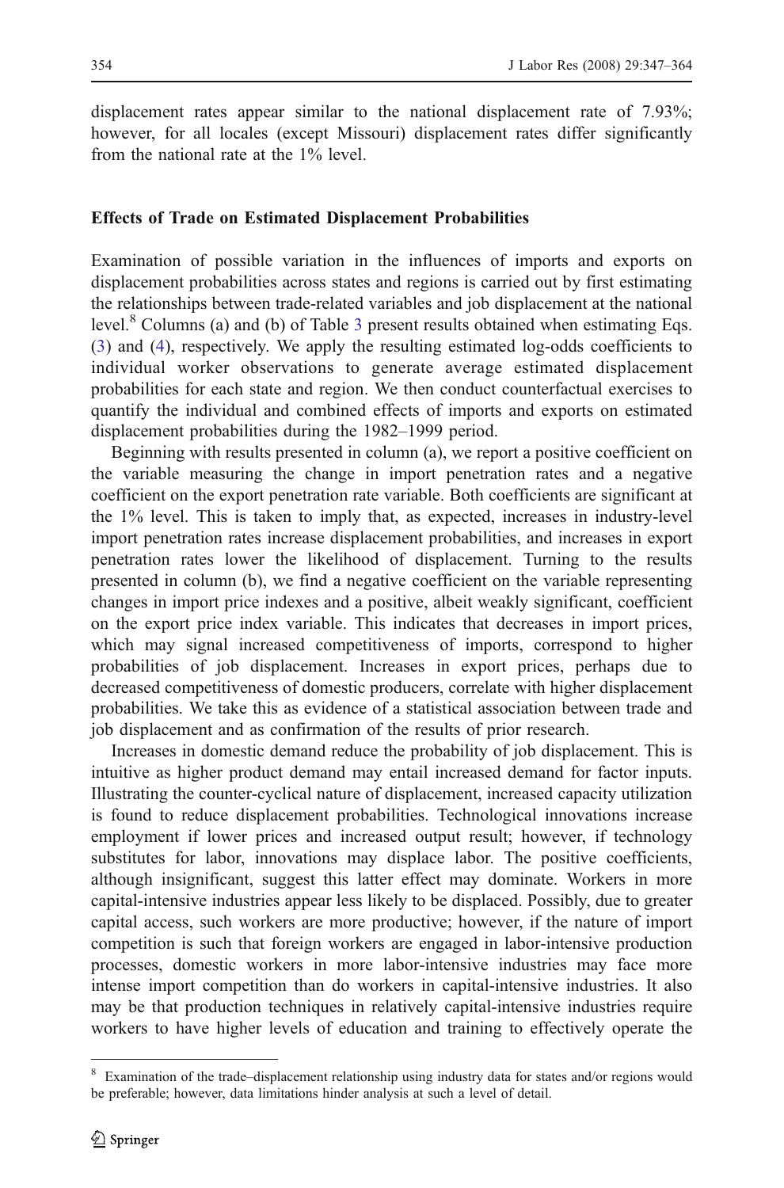displacement rates appear similar to the national displacement rate of 7.93%; however, for all locales (except Missouri) displacement rates differ significantly from the national rate at the 1% level.

### Effects of Trade on Estimated Displacement Probabilities

Examination of possible variation in the influences of imports and exports on displacement probabilities across states and regions is carried out by first estimating the relationships between trade-related variables and job displacement at the national level.[8] Columns (a) and (b) of Table 3 present results obtained when estimating Eqs. (3) and (4), respectively. We apply the resulting estimated log-odds coefficients to individual worker observations to generate average estimated displacement probabilities for each state and region. We then conduct counterfactual exercises to quantify the individual and combined effects of imports and exports on estimated displacement probabilities during the 1982–1999 period.

Beginning with results presented in column (a), we report a positive coefficient on the variable measuring the change in import penetration rates and a negative coefficient on the export penetration rate variable. Both coefficients are significant at the 1% level. This is taken to imply that, as expected, increases in industry-level import penetration rates increase displacement probabilities, and increases in export penetration rates lower the likelihood of displacement. Turning to the results presented in column (b), we find a negative coefficient on the variable representing changes in import price indexes and a positive, albeit weakly significant, coefficient on the export price index variable. This indicates that decreases in import prices, which may signal increased competitiveness of imports, correspond to higher probabilities of job displacement. Increases in export prices, perhaps due to decreased competitiveness of domestic producers, correlate with higher displacement probabilities. We take this as evidence of a statistical association between trade and job displacement and as confirmation of the results of prior research.

Increases in domestic demand reduce the probability of job displacement. This is intuitive as higher product demand may entail increased demand for factor inputs. Illustrating the counter-cyclical nature of displacement, increased capacity utilization is found to reduce displacement probabilities. Technological innovations increase employment if lower prices and increased output result; however, if technology substitutes for labor, innovations may displace labor. The positive coefficients, although insignificant, suggest this latter effect may dominate. Workers in more capital-intensive industries appear less likely to be displaced. Possibly, due to greater capital access, such workers are more productive; however, if the nature of import competition is such that foreign workers are engaged in labor-intensive production processes, domestic workers in more labor-intensive industries may face more intense import competition than do workers in capital-intensive industries. It also may be that production techniques in relatively capital-intensive industries require workers to have higher levels of education and training to effectively operate the

[8] Examination of the trade–displacement relationship using industry data for states and/or regions would be preferable; however, data limitations hinder analysis at such a level of detail.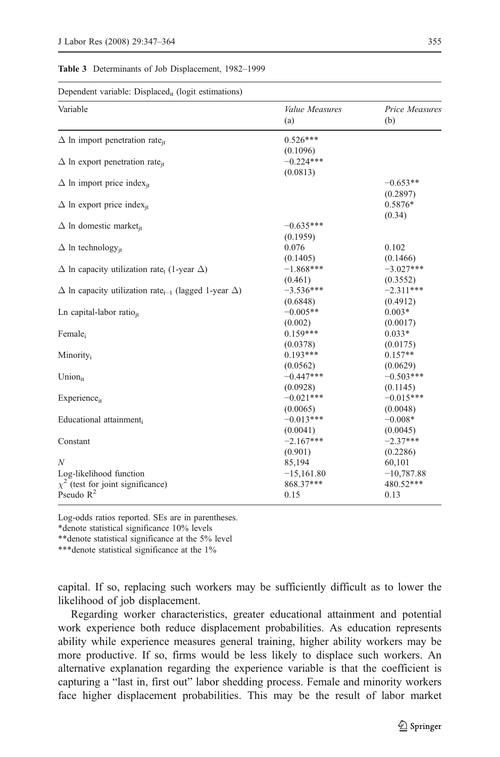**Table 3** Determinants of Job Displacement, 1982–1999

Dependent variable: $\text{Displaced}_{it}$ (logit estimations)

| Variable | *Value Measures* (a) | *Price Measures* (b) |
|---|---|---|
| $\Delta$ ln import penetration $\text{rate}_{jt}$ | 0.526*** | |
| | (0.1096) | |
| $\Delta$ ln export penetration $\text{rate}_{jt}$ | −0.224*** | |
| | (0.0813) | |
| $\Delta$ ln import price $\text{index}_{jt}$ | | −0.653** |
| | | (0.2897) |
| $\Delta$ ln export price $\text{index}_{jt}$ | | 0.5876* |
| | | (0.34) |
| $\Delta$ ln domestic $\text{market}_{jt}$ | −0.635*** | |
| | (0.1959) | |
| $\Delta$ ln $\text{technology}_{jt}$ | 0.076 | 0.102 |
| | (0.1405) | (0.1466) |
| $\Delta$ ln capacity utilization $\text{rate}_t$ (1-year $\Delta$) | −1.868*** | −3.027*** |
| | (0.461) | (0.3552) |
| $\Delta$ ln capacity utilization $\text{rate}_{t-1}$ (lagged 1-year $\Delta$) | −3.536*** | −2.311*** |
| | (0.6848) | (0.4912) |
| Ln capital-labor $\text{ratio}_{jt}$ | −0.005** | 0.003* |
| | (0.002) | (0.0017) |
| $\text{Female}_i$ | 0.159*** | 0.033* |
| | (0.0378) | (0.0175) |
| $\text{Minority}_i$ | 0.193*** | 0.157** |
| | (0.0562) | (0.0629) |
| $\text{Union}_{it}$ | −0.447*** | −0.503*** |
| | (0.0928) | (0.1145) |
| $\text{Experience}_{it}$ | −0.021*** | −0.015*** |
| | (0.0065) | (0.0048) |
| Educational $\text{attainment}_i$ | −0.013*** | −0.008* |
| | (0.0041) | (0.0045) |
| Constant | −2.167*** | −2.37*** |
| | (0.901) | (0.2286) |
| *N* | 85,194 | 60,101 |
| Log-likelihood function | −15,161.80 | −10,787.88 |
| $\chi^2$ (test for joint significance) | 868.37*** | 480.52*** |
| Pseudo $R^2$ | 0.15 | 0.13 |

Log-odds ratios reported. SEs are in parentheses.

*denote statistical significance 10% levels

**denote statistical significance at the 5% level

***denote statistical significance at the 1%

capital. If so, replacing such workers may be sufficiently difficult as to lower the likelihood of job displacement.

Regarding worker characteristics, greater educational attainment and potential work experience both reduce displacement probabilities. As education represents ability while experience measures general training, higher ability workers may be more productive. If so, firms would be less likely to displace such workers. An alternative explanation regarding the experience variable is that the coefficient is capturing a "last in, first out" labor shedding process. Female and minority workers face higher displacement probabilities. This may be the result of labor market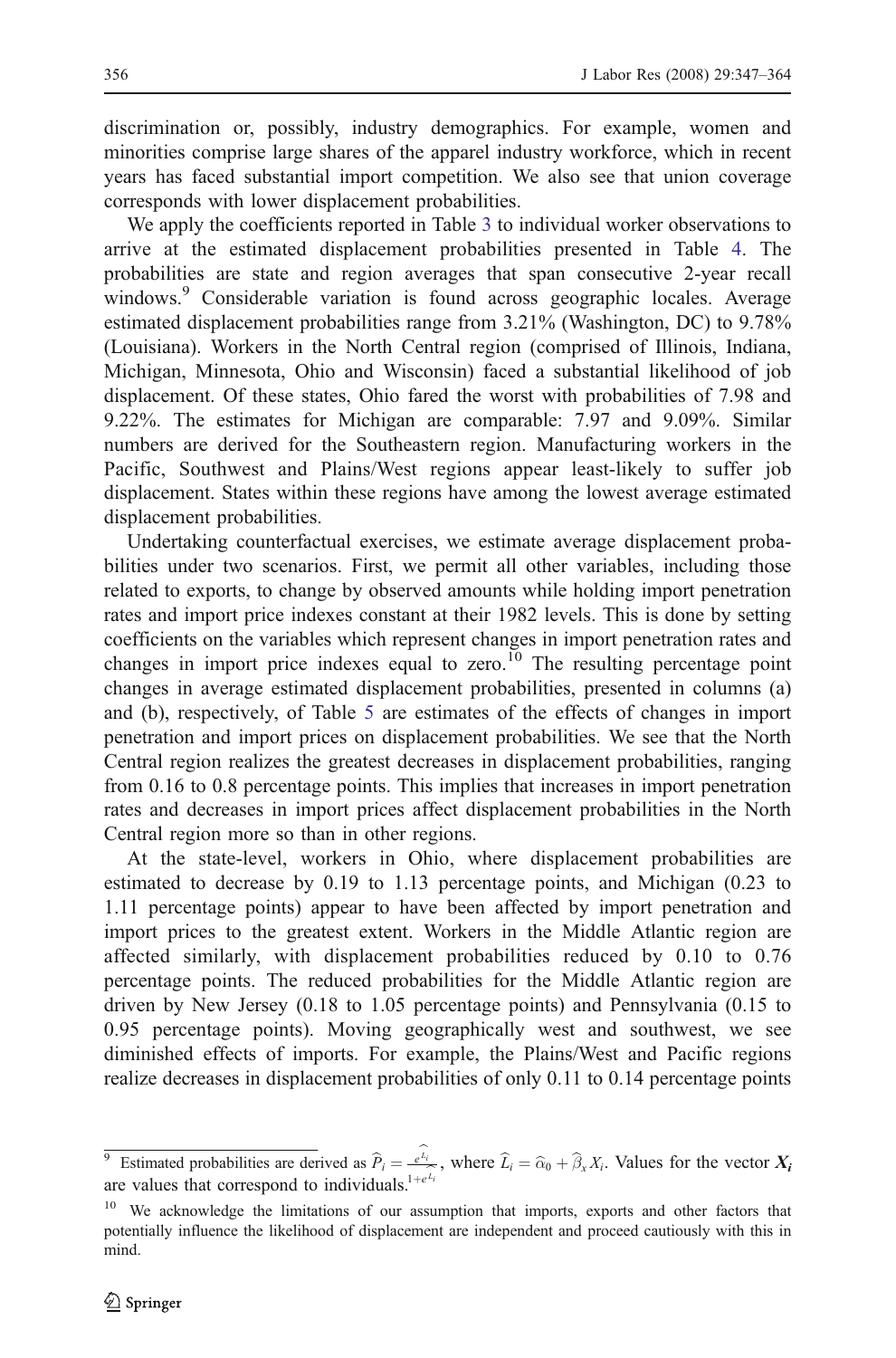discrimination or, possibly, industry demographics. For example, women and minorities comprise large shares of the apparel industry workforce, which in recent years has faced substantial import competition. We also see that union coverage corresponds with lower displacement probabilities.

We apply the coefficients reported in Table 3 to individual worker observations to arrive at the estimated displacement probabilities presented in Table 4. The probabilities are state and region averages that span consecutive 2-year recall windows.[9] Considerable variation is found across geographic locales. Average estimated displacement probabilities range from 3.21% (Washington, DC) to 9.78% (Louisiana). Workers in the North Central region (comprised of Illinois, Indiana, Michigan, Minnesota, Ohio and Wisconsin) faced a substantial likelihood of job displacement. Of these states, Ohio fared the worst with probabilities of 7.98 and 9.22%. The estimates for Michigan are comparable: 7.97 and 9.09%. Similar numbers are derived for the Southeastern region. Manufacturing workers in the Pacific, Southwest and Plains/West regions appear least-likely to suffer job displacement. States within these regions have among the lowest average estimated displacement probabilities.

Undertaking counterfactual exercises, we estimate average displacement probabilities under two scenarios. First, we permit all other variables, including those related to exports, to change by observed amounts while holding import penetration rates and import price indexes constant at their 1982 levels. This is done by setting coefficients on the variables which represent changes in import penetration rates and changes in import price indexes equal to zero.[10] The resulting percentage point changes in average estimated displacement probabilities, presented in columns (a) and (b), respectively, of Table 5 are estimates of the effects of changes in import penetration and import prices on displacement probabilities. We see that the North Central region realizes the greatest decreases in displacement probabilities, ranging from 0.16 to 0.8 percentage points. This implies that increases in import penetration rates and decreases in import prices affect displacement probabilities in the North Central region more so than in other regions.

At the state-level, workers in Ohio, where displacement probabilities are estimated to decrease by 0.19 to 1.13 percentage points, and Michigan (0.23 to 1.11 percentage points) appear to have been affected by import penetration and import prices to the greatest extent. Workers in the Middle Atlantic region are affected similarly, with displacement probabilities reduced by 0.10 to 0.76 percentage points. The reduced probabilities for the Middle Atlantic region are driven by New Jersey (0.18 to 1.05 percentage points) and Pennsylvania (0.15 to 0.95 percentage points). Moving geographically west and southwest, we see diminished effects of imports. For example, the Plains/West and Pacific regions realize decreases in displacement probabilities of only 0.11 to 0.14 percentage points

---

[9] Estimated probabilities are derived as $\widehat{P}_i = \frac{e^{\widehat{L}_i}}{1+e^{\widehat{L}_i}}$, where $\widehat{L}_i = \widehat{\alpha}_0 + \widehat{\beta}_x X_i$. Values for the vector $\boldsymbol{X_i}$ are values that correspond to individuals.

[10] We acknowledge the limitations of our assumption that imports, exports and other factors that potentially influence the likelihood of displacement are independent and proceed cautiously with this in mind.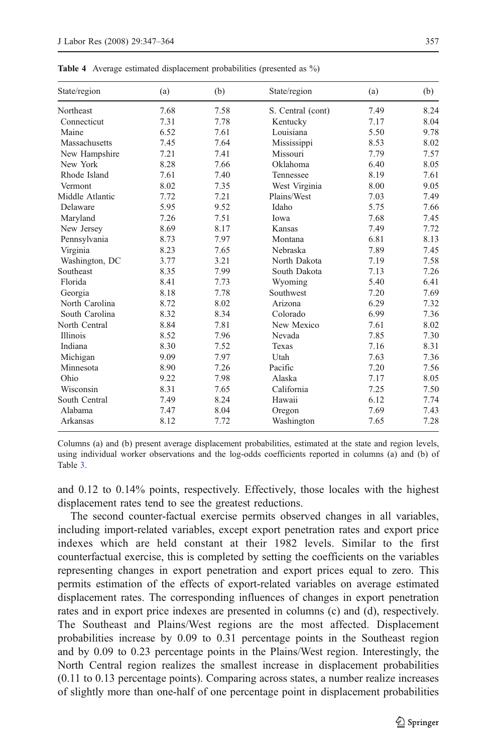**Table 4** Average estimated displacement probabilities (presented as %)

| State/region | (a) | (b) | State/region | (a) | (b) |
|---|---|---|---|---|---|
| Northeast | 7.68 | 7.58 | S. Central (cont) | 7.49 | 8.24 |
| Connecticut | 7.31 | 7.78 | Kentucky | 7.17 | 8.04 |
| Maine | 6.52 | 7.61 | Louisiana | 5.50 | 9.78 |
| Massachusetts | 7.45 | 7.64 | Mississippi | 8.53 | 8.02 |
| New Hampshire | 7.21 | 7.41 | Missouri | 7.79 | 7.57 |
| New York | 8.28 | 7.66 | Oklahoma | 6.40 | 8.05 |
| Rhode Island | 7.61 | 7.40 | Tennessee | 8.19 | 7.61 |
| Vermont | 8.02 | 7.35 | West Virginia | 8.00 | 9.05 |
| Middle Atlantic | 7.72 | 7.21 | Plains/West | 7.03 | 7.49 |
| Delaware | 5.95 | 9.52 | Idaho | 5.75 | 7.66 |
| Maryland | 7.26 | 7.51 | Iowa | 7.68 | 7.45 |
| New Jersey | 8.69 | 8.17 | Kansas | 7.49 | 7.72 |
| Pennsylvania | 8.73 | 7.97 | Montana | 6.81 | 8.13 |
| Virginia | 8.23 | 7.65 | Nebraska | 7.89 | 7.45 |
| Washington, DC | 3.77 | 3.21 | North Dakota | 7.19 | 7.58 |
| Southeast | 8.35 | 7.99 | South Dakota | 7.13 | 7.26 |
| Florida | 8.41 | 7.73 | Wyoming | 5.40 | 6.41 |
| Georgia | 8.18 | 7.78 | Southwest | 7.20 | 7.69 |
| North Carolina | 8.72 | 8.02 | Arizona | 6.29 | 7.32 |
| South Carolina | 8.32 | 8.34 | Colorado | 6.99 | 7.36 |
| North Central | 8.84 | 7.81 | New Mexico | 7.61 | 8.02 |
| Illinois | 8.52 | 7.96 | Nevada | 7.85 | 7.30 |
| Indiana | 8.30 | 7.52 | Texas | 7.16 | 8.31 |
| Michigan | 9.09 | 7.97 | Utah | 7.63 | 7.36 |
| Minnesota | 8.90 | 7.26 | Pacific | 7.20 | 7.56 |
| Ohio | 9.22 | 7.98 | Alaska | 7.17 | 8.05 |
| Wisconsin | 8.31 | 7.65 | California | 7.25 | 7.50 |
| South Central | 7.49 | 8.24 | Hawaii | 6.12 | 7.74 |
| Alabama | 7.47 | 8.04 | Oregon | 7.69 | 7.43 |
| Arkansas | 8.12 | 7.72 | Washington | 7.65 | 7.28 |

Columns (a) and (b) present average displacement probabilities, estimated at the state and region levels, using individual worker observations and the log-odds coefficients reported in columns (a) and (b) of Table 3.

and 0.12 to 0.14% points, respectively. Effectively, those locales with the highest displacement rates tend to see the greatest reductions.

The second counter-factual exercise permits observed changes in all variables, including import-related variables, except export penetration rates and export price indexes which are held constant at their 1982 levels. Similar to the first counterfactual exercise, this is completed by setting the coefficients on the variables representing changes in export penetration and export prices equal to zero. This permits estimation of the effects of export-related variables on average estimated displacement rates. The corresponding influences of changes in export penetration rates and in export price indexes are presented in columns (c) and (d), respectively. The Southeast and Plains/West regions are the most affected. Displacement probabilities increase by 0.09 to 0.31 percentage points in the Southeast region and by 0.09 to 0.23 percentage points in the Plains/West region. Interestingly, the North Central region realizes the smallest increase in displacement probabilities (0.11 to 0.13 percentage points). Comparing across states, a number realize increases of slightly more than one-half of one percentage point in displacement probabilities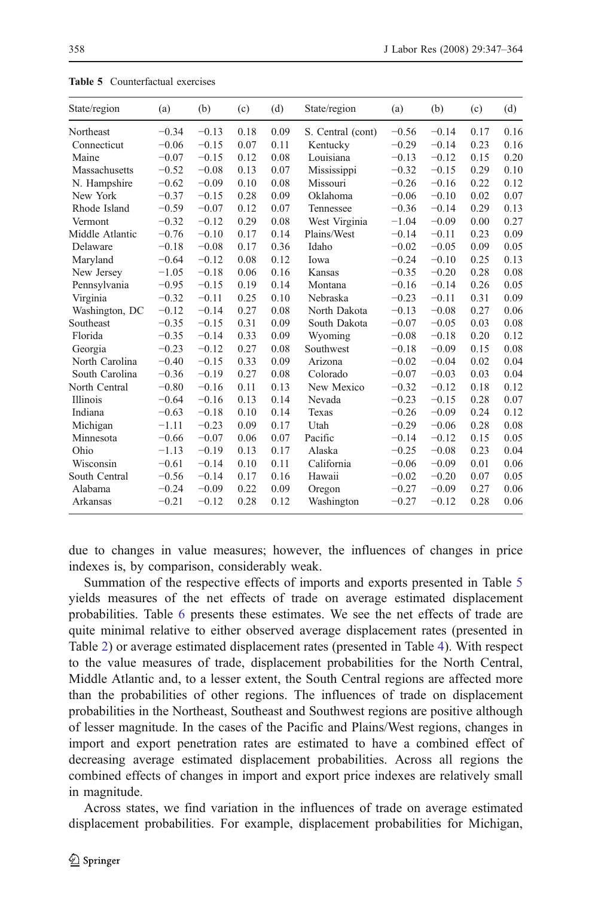**Table 5** Counterfactual exercises

| State/region | (a) | (b) | (c) | (d) | State/region | (a) | (b) | (c) | (d) |
|---|---|---|---|---|---|---|---|---|---|
| Northeast | −0.34 | −0.13 | 0.18 | 0.09 | S. Central (cont) | −0.56 | −0.14 | 0.17 | 0.16 |
| Connecticut | −0.06 | −0.15 | 0.07 | 0.11 | Kentucky | −0.29 | −0.14 | 0.23 | 0.16 |
| Maine | −0.07 | −0.15 | 0.12 | 0.08 | Louisiana | −0.13 | −0.12 | 0.15 | 0.20 |
| Massachusetts | −0.52 | −0.08 | 0.13 | 0.07 | Mississippi | −0.32 | −0.15 | 0.29 | 0.10 |
| N. Hampshire | −0.62 | −0.09 | 0.10 | 0.08 | Missouri | −0.26 | −0.16 | 0.22 | 0.12 |
| New York | −0.37 | −0.15 | 0.28 | 0.09 | Oklahoma | −0.06 | −0.10 | 0.02 | 0.07 |
| Rhode Island | −0.59 | −0.07 | 0.12 | 0.07 | Tennessee | −0.36 | −0.14 | 0.29 | 0.13 |
| Vermont | −0.32 | −0.12 | 0.29 | 0.08 | West Virginia | −1.04 | −0.09 | 0.00 | 0.27 |
| Middle Atlantic | −0.76 | −0.10 | 0.17 | 0.14 | Plains/West | −0.14 | −0.11 | 0.23 | 0.09 |
| Delaware | −0.18 | −0.08 | 0.17 | 0.36 | Idaho | −0.02 | −0.05 | 0.09 | 0.05 |
| Maryland | −0.64 | −0.12 | 0.08 | 0.12 | Iowa | −0.24 | −0.10 | 0.25 | 0.13 |
| New Jersey | −1.05 | −0.18 | 0.06 | 0.16 | Kansas | −0.35 | −0.20 | 0.28 | 0.08 |
| Pennsylvania | −0.95 | −0.15 | 0.19 | 0.14 | Montana | −0.16 | −0.14 | 0.26 | 0.05 |
| Virginia | −0.32 | −0.11 | 0.25 | 0.10 | Nebraska | −0.23 | −0.11 | 0.31 | 0.09 |
| Washington, DC | −0.12 | −0.14 | 0.27 | 0.08 | North Dakota | −0.13 | −0.08 | 0.27 | 0.06 |
| Southeast | −0.35 | −0.15 | 0.31 | 0.09 | South Dakota | −0.07 | −0.05 | 0.03 | 0.08 |
| Florida | −0.35 | −0.14 | 0.33 | 0.09 | Wyoming | −0.08 | −0.18 | 0.20 | 0.12 |
| Georgia | −0.23 | −0.12 | 0.27 | 0.08 | Southwest | −0.18 | −0.09 | 0.15 | 0.08 |
| North Carolina | −0.40 | −0.15 | 0.33 | 0.09 | Arizona | −0.02 | −0.04 | 0.02 | 0.04 |
| South Carolina | −0.36 | −0.19 | 0.27 | 0.08 | Colorado | −0.07 | −0.03 | 0.03 | 0.04 |
| North Central | −0.80 | −0.16 | 0.11 | 0.13 | New Mexico | −0.32 | −0.12 | 0.18 | 0.12 |
| Illinois | −0.64 | −0.16 | 0.13 | 0.14 | Nevada | −0.23 | −0.15 | 0.28 | 0.07 |
| Indiana | −0.63 | −0.18 | 0.10 | 0.14 | Texas | −0.26 | −0.09 | 0.24 | 0.12 |
| Michigan | −1.11 | −0.23 | 0.09 | 0.17 | Utah | −0.29 | −0.06 | 0.28 | 0.08 |
| Minnesota | −0.66 | −0.07 | 0.06 | 0.07 | Pacific | −0.14 | −0.12 | 0.15 | 0.05 |
| Ohio | −1.13 | −0.19 | 0.13 | 0.17 | Alaska | −0.25 | −0.08 | 0.23 | 0.04 |
| Wisconsin | −0.61 | −0.14 | 0.10 | 0.11 | California | −0.06 | −0.09 | 0.01 | 0.06 |
| South Central | −0.56 | −0.14 | 0.17 | 0.16 | Hawaii | −0.02 | −0.20 | 0.07 | 0.05 |
| Alabama | −0.24 | −0.09 | 0.22 | 0.09 | Oregon | −0.27 | −0.09 | 0.27 | 0.06 |
| Arkansas | −0.21 | −0.12 | 0.28 | 0.12 | Washington | −0.27 | −0.12 | 0.28 | 0.06 |

due to changes in value measures; however, the influences of changes in price indexes is, by comparison, considerably weak.

Summation of the respective effects of imports and exports presented in Table 5 yields measures of the net effects of trade on average estimated displacement probabilities. Table 6 presents these estimates. We see the net effects of trade are quite minimal relative to either observed average displacement rates (presented in Table 2) or average estimated displacement rates (presented in Table 4). With respect to the value measures of trade, displacement probabilities for the North Central, Middle Atlantic and, to a lesser extent, the South Central regions are affected more than the probabilities of other regions. The influences of trade on displacement probabilities in the Northeast, Southeast and Southwest regions are positive although of lesser magnitude. In the cases of the Pacific and Plains/West regions, changes in import and export penetration rates are estimated to have a combined effect of decreasing average estimated displacement probabilities. Across all regions the combined effects of changes in import and export price indexes are relatively small in magnitude.

Across states, we find variation in the influences of trade on average estimated displacement probabilities. For example, displacement probabilities for Michigan,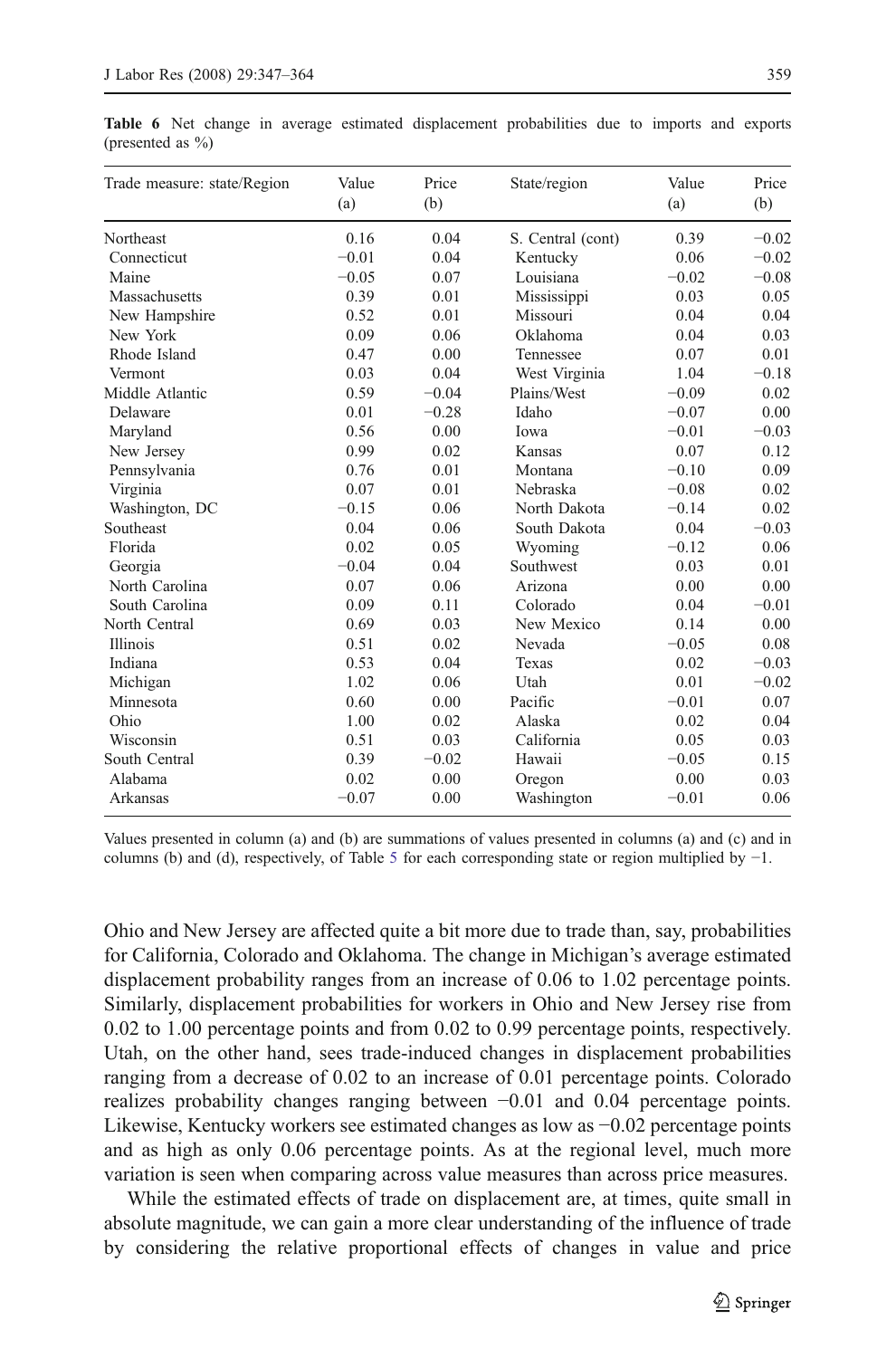**Table 6** Net change in average estimated displacement probabilities due to imports and exports (presented as %)

| Trade measure: state/Region | Value (a) | Price (b) | State/region | Value (a) | Price (b) |
|---|---|---|---|---|---|
| Northeast | 0.16 | 0.04 | S. Central (cont) | 0.39 | −0.02 |
| Connecticut | −0.01 | 0.04 | Kentucky | 0.06 | −0.02 |
| Maine | −0.05 | 0.07 | Louisiana | −0.02 | −0.08 |
| Massachusetts | 0.39 | 0.01 | Mississippi | 0.03 | 0.05 |
| New Hampshire | 0.52 | 0.01 | Missouri | 0.04 | 0.04 |
| New York | 0.09 | 0.06 | Oklahoma | 0.04 | 0.03 |
| Rhode Island | 0.47 | 0.00 | Tennessee | 0.07 | 0.01 |
| Vermont | 0.03 | 0.04 | West Virginia | 1.04 | −0.18 |
| Middle Atlantic | 0.59 | −0.04 | Plains/West | −0.09 | 0.02 |
| Delaware | 0.01 | −0.28 | Idaho | −0.07 | 0.00 |
| Maryland | 0.56 | 0.00 | Iowa | −0.01 | −0.03 |
| New Jersey | 0.99 | 0.02 | Kansas | 0.07 | 0.12 |
| Pennsylvania | 0.76 | 0.01 | Montana | −0.10 | 0.09 |
| Virginia | 0.07 | 0.01 | Nebraska | −0.08 | 0.02 |
| Washington, DC | −0.15 | 0.06 | North Dakota | −0.14 | 0.02 |
| Southeast | 0.04 | 0.06 | South Dakota | 0.04 | −0.03 |
| Florida | 0.02 | 0.05 | Wyoming | −0.12 | 0.06 |
| Georgia | −0.04 | 0.04 | Southwest | 0.03 | 0.01 |
| North Carolina | 0.07 | 0.06 | Arizona | 0.00 | 0.00 |
| South Carolina | 0.09 | 0.11 | Colorado | 0.04 | −0.01 |
| North Central | 0.69 | 0.03 | New Mexico | 0.14 | 0.00 |
| Illinois | 0.51 | 0.02 | Nevada | −0.05 | 0.08 |
| Indiana | 0.53 | 0.04 | Texas | 0.02 | −0.03 |
| Michigan | 1.02 | 0.06 | Utah | 0.01 | −0.02 |
| Minnesota | 0.60 | 0.00 | Pacific | −0.01 | 0.07 |
| Ohio | 1.00 | 0.02 | Alaska | 0.02 | 0.04 |
| Wisconsin | 0.51 | 0.03 | California | 0.05 | 0.03 |
| South Central | 0.39 | −0.02 | Hawaii | −0.05 | 0.15 |
| Alabama | 0.02 | 0.00 | Oregon | 0.00 | 0.03 |
| Arkansas | −0.07 | 0.00 | Washington | −0.01 | 0.06 |

Values presented in column (a) and (b) are summations of values presented in columns (a) and (c) and in columns (b) and (d), respectively, of Table 5 for each corresponding state or region multiplied by −1.

Ohio and New Jersey are affected quite a bit more due to trade than, say, probabilities for California, Colorado and Oklahoma. The change in Michigan's average estimated displacement probability ranges from an increase of 0.06 to 1.02 percentage points. Similarly, displacement probabilities for workers in Ohio and New Jersey rise from 0.02 to 1.00 percentage points and from 0.02 to 0.99 percentage points, respectively. Utah, on the other hand, sees trade-induced changes in displacement probabilities ranging from a decrease of 0.02 to an increase of 0.01 percentage points. Colorado realizes probability changes ranging between −0.01 and 0.04 percentage points. Likewise, Kentucky workers see estimated changes as low as −0.02 percentage points and as high as only 0.06 percentage points. As at the regional level, much more variation is seen when comparing across value measures than across price measures.

While the estimated effects of trade on displacement are, at times, quite small in absolute magnitude, we can gain a more clear understanding of the influence of trade by considering the relative proportional effects of changes in value and price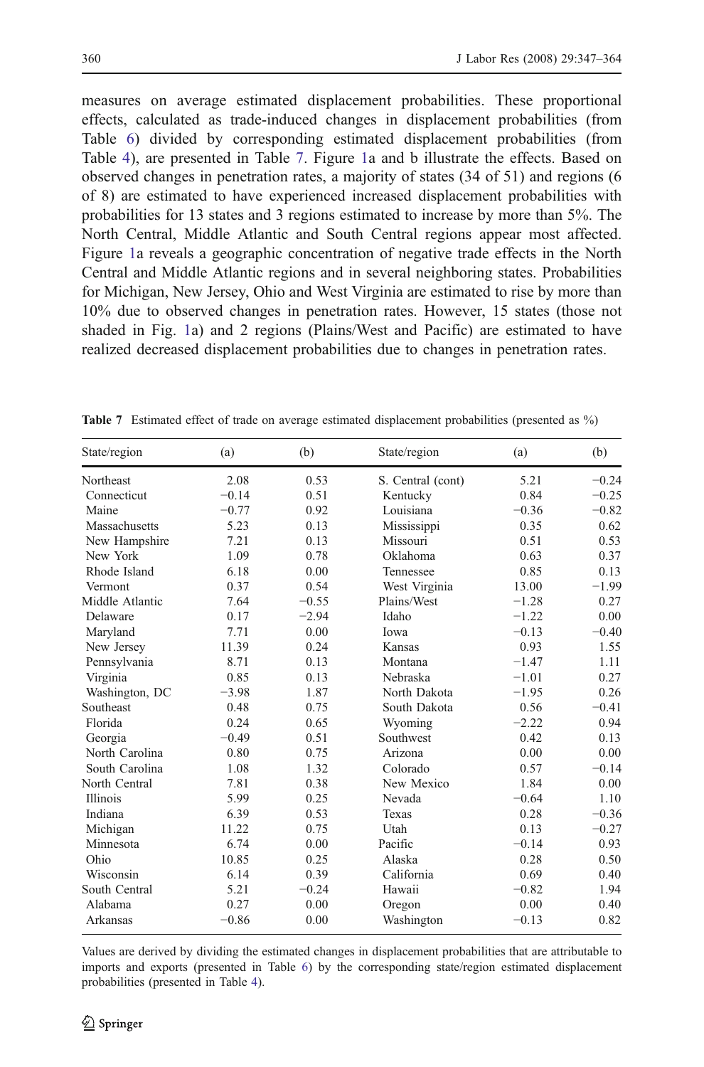measures on average estimated displacement probabilities. These proportional effects, calculated as trade-induced changes in displacement probabilities (from Table 6) divided by corresponding estimated displacement probabilities (from Table 4), are presented in Table 7. Figure 1a and b illustrate the effects. Based on observed changes in penetration rates, a majority of states (34 of 51) and regions (6 of 8) are estimated to have experienced increased displacement probabilities with probabilities for 13 states and 3 regions estimated to increase by more than 5%. The North Central, Middle Atlantic and South Central regions appear most affected. Figure 1a reveals a geographic concentration of negative trade effects in the North Central and Middle Atlantic regions and in several neighboring states. Probabilities for Michigan, New Jersey, Ohio and West Virginia are estimated to rise by more than 10% due to observed changes in penetration rates. However, 15 states (those not shaded in Fig. 1a) and 2 regions (Plains/West and Pacific) are estimated to have realized decreased displacement probabilities due to changes in penetration rates.

**Table 7** Estimated effect of trade on average estimated displacement probabilities (presented as %)

| State/region | (a) | (b) | State/region | (a) | (b) |
|---|---|---|---|---|---|
| Northeast | 2.08 | 0.53 | S. Central (cont) | 5.21 | −0.24 |
| Connecticut | −0.14 | 0.51 | Kentucky | 0.84 | −0.25 |
| Maine | −0.77 | 0.92 | Louisiana | −0.36 | −0.82 |
| Massachusetts | 5.23 | 0.13 | Mississippi | 0.35 | 0.62 |
| New Hampshire | 7.21 | 0.13 | Missouri | 0.51 | 0.53 |
| New York | 1.09 | 0.78 | Oklahoma | 0.63 | 0.37 |
| Rhode Island | 6.18 | 0.00 | Tennessee | 0.85 | 0.13 |
| Vermont | 0.37 | 0.54 | West Virginia | 13.00 | −1.99 |
| Middle Atlantic | 7.64 | −0.55 | Plains/West | −1.28 | 0.27 |
| Delaware | 0.17 | −2.94 | Idaho | −1.22 | 0.00 |
| Maryland | 7.71 | 0.00 | Iowa | −0.13 | −0.40 |
| New Jersey | 11.39 | 0.24 | Kansas | 0.93 | 1.55 |
| Pennsylvania | 8.71 | 0.13 | Montana | −1.47 | 1.11 |
| Virginia | 0.85 | 0.13 | Nebraska | −1.01 | 0.27 |
| Washington, DC | −3.98 | 1.87 | North Dakota | −1.95 | 0.26 |
| Southeast | 0.48 | 0.75 | South Dakota | 0.56 | −0.41 |
| Florida | 0.24 | 0.65 | Wyoming | −2.22 | 0.94 |
| Georgia | −0.49 | 0.51 | Southwest | 0.42 | 0.13 |
| North Carolina | 0.80 | 0.75 | Arizona | 0.00 | 0.00 |
| South Carolina | 1.08 | 1.32 | Colorado | 0.57 | −0.14 |
| North Central | 7.81 | 0.38 | New Mexico | 1.84 | 0.00 |
| Illinois | 5.99 | 0.25 | Nevada | −0.64 | 1.10 |
| Indiana | 6.39 | 0.53 | Texas | 0.28 | −0.36 |
| Michigan | 11.22 | 0.75 | Utah | 0.13 | −0.27 |
| Minnesota | 6.74 | 0.00 | Pacific | −0.14 | 0.93 |
| Ohio | 10.85 | 0.25 | Alaska | 0.28 | 0.50 |
| Wisconsin | 6.14 | 0.39 | California | 0.69 | 0.40 |
| South Central | 5.21 | −0.24 | Hawaii | −0.82 | 1.94 |
| Alabama | 0.27 | 0.00 | Oregon | 0.00 | 0.40 |
| Arkansas | −0.86 | 0.00 | Washington | −0.13 | 0.82 |

Values are derived by dividing the estimated changes in displacement probabilities that are attributable to imports and exports (presented in Table 6) by the corresponding state/region estimated displacement probabilities (presented in Table 4).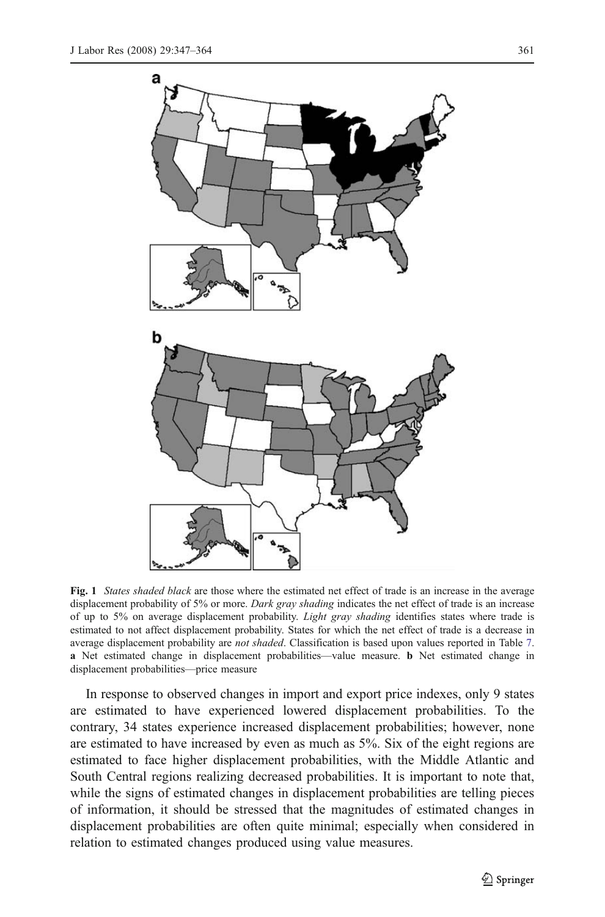a

b

**Fig. 1** *States shaded black* are those where the estimated net effect of trade is an increase in the average displacement probability of 5% or more. *Dark gray shading* indicates the net effect of trade is an increase of up to 5% on average displacement probability. *Light gray shading* identifies states where trade is estimated to not affect displacement probability. States for which the net effect of trade is a decrease in average displacement probability are *not shaded*. Classification is based upon values reported in Table 7. **a** Net estimated change in displacement probabilities—value measure. **b** Net estimated change in displacement probabilities—price measure

In response to observed changes in import and export price indexes, only 9 states are estimated to have experienced lowered displacement probabilities. To the contrary, 34 states experience increased displacement probabilities; however, none are estimated to have increased by even as much as 5%. Six of the eight regions are estimated to face higher displacement probabilities, with the Middle Atlantic and South Central regions realizing decreased probabilities. It is important to note that, while the signs of estimated changes in displacement probabilities are telling pieces of information, it should be stressed that the magnitudes of estimated changes in displacement probabilities are often quite minimal; especially when considered in relation to estimated changes produced using value measures.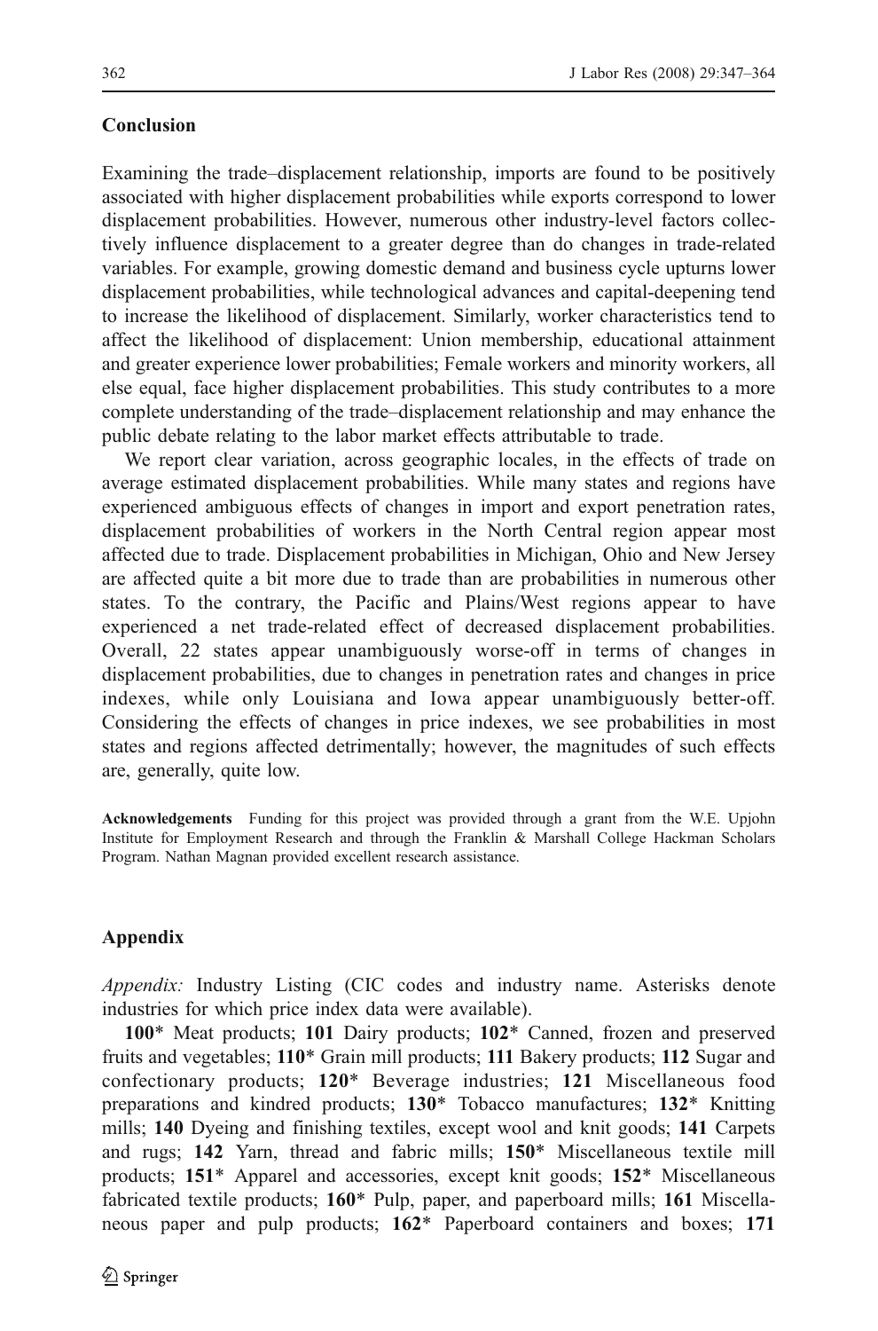## Conclusion

Examining the trade–displacement relationship, imports are found to be positively associated with higher displacement probabilities while exports correspond to lower displacement probabilities. However, numerous other industry-level factors collectively influence displacement to a greater degree than do changes in trade-related variables. For example, growing domestic demand and business cycle upturns lower displacement probabilities, while technological advances and capital-deepening tend to increase the likelihood of displacement. Similarly, worker characteristics tend to affect the likelihood of displacement: Union membership, educational attainment and greater experience lower probabilities; Female workers and minority workers, all else equal, face higher displacement probabilities. This study contributes to a more complete understanding of the trade–displacement relationship and may enhance the public debate relating to the labor market effects attributable to trade.

We report clear variation, across geographic locales, in the effects of trade on average estimated displacement probabilities. While many states and regions have experienced ambiguous effects of changes in import and export penetration rates, displacement probabilities of workers in the North Central region appear most affected due to trade. Displacement probabilities in Michigan, Ohio and New Jersey are affected quite a bit more due to trade than are probabilities in numerous other states. To the contrary, the Pacific and Plains/West regions appear to have experienced a net trade-related effect of decreased displacement probabilities. Overall, 22 states appear unambiguously worse-off in terms of changes in displacement probabilities, due to changes in penetration rates and changes in price indexes, while only Louisiana and Iowa appear unambiguously better-off. Considering the effects of changes in price indexes, we see probabilities in most states and regions affected detrimentally; however, the magnitudes of such effects are, generally, quite low.

**Acknowledgements** Funding for this project was provided through a grant from the W.E. Upjohn Institute for Employment Research and through the Franklin & Marshall College Hackman Scholars Program. Nathan Magnan provided excellent research assistance.

## Appendix

*Appendix:* Industry Listing (CIC codes and industry name. Asterisks denote industries for which price index data were available).

**100*** Meat products; **101** Dairy products; **102*** Canned, frozen and preserved fruits and vegetables; **110*** Grain mill products; **111** Bakery products; **112** Sugar and confectionary products; **120*** Beverage industries; **121** Miscellaneous food preparations and kindred products; **130*** Tobacco manufactures; **132*** Knitting mills; **140** Dyeing and finishing textiles, except wool and knit goods; **141** Carpets and rugs; **142** Yarn, thread and fabric mills; **150*** Miscellaneous textile mill products; **151*** Apparel and accessories, except knit goods; **152*** Miscellaneous fabricated textile products; **160*** Pulp, paper, and paperboard mills; **161** Miscellaneous paper and pulp products; **162*** Paperboard containers and boxes; **171**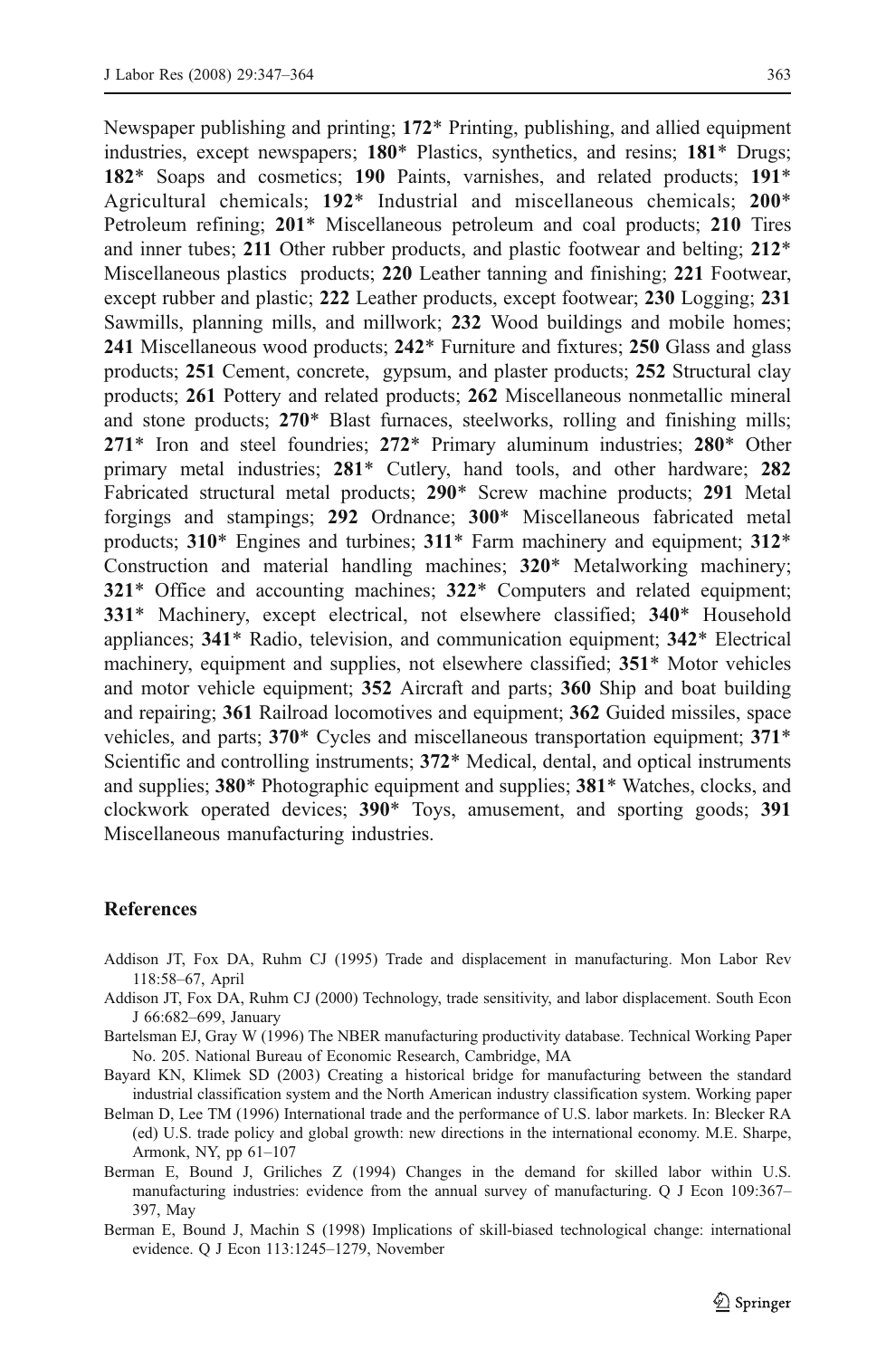Newspaper publishing and printing; **172*** Printing, publishing, and allied equipment industries, except newspapers; **180*** Plastics, synthetics, and resins; **181*** Drugs; **182*** Soaps and cosmetics; **190** Paints, varnishes, and related products; **191*** Agricultural chemicals; **192*** Industrial and miscellaneous chemicals; **200*** Petroleum refining; **201*** Miscellaneous petroleum and coal products; **210** Tires and inner tubes; **211** Other rubber products, and plastic footwear and belting; **212*** Miscellaneous plastics products; **220** Leather tanning and finishing; **221** Footwear, except rubber and plastic; **222** Leather products, except footwear; **230** Logging; **231** Sawmills, planning mills, and millwork; **232** Wood buildings and mobile homes; **241** Miscellaneous wood products; **242*** Furniture and fixtures; **250** Glass and glass products; **251** Cement, concrete, gypsum, and plaster products; **252** Structural clay products; **261** Pottery and related products; **262** Miscellaneous nonmetallic mineral and stone products; **270*** Blast furnaces, steelworks, rolling and finishing mills; **271*** Iron and steel foundries; **272*** Primary aluminum industries; **280*** Other primary metal industries; **281*** Cutlery, hand tools, and other hardware; **282** Fabricated structural metal products; **290*** Screw machine products; **291** Metal forgings and stampings; **292** Ordnance; **300*** Miscellaneous fabricated metal products; **310*** Engines and turbines; **311*** Farm machinery and equipment; **312*** Construction and material handling machines; **320*** Metalworking machinery; **321*** Office and accounting machines; **322*** Computers and related equipment; **331*** Machinery, except electrical, not elsewhere classified; **340*** Household appliances; **341*** Radio, television, and communication equipment; **342*** Electrical machinery, equipment and supplies, not elsewhere classified; **351*** Motor vehicles and motor vehicle equipment; **352** Aircraft and parts; **360** Ship and boat building and repairing; **361** Railroad locomotives and equipment; **362** Guided missiles, space vehicles, and parts; **370*** Cycles and miscellaneous transportation equipment; **371*** Scientific and controlling instruments; **372*** Medical, dental, and optical instruments and supplies; **380*** Photographic equipment and supplies; **381*** Watches, clocks, and clockwork operated devices; **390*** Toys, amusement, and sporting goods; **391** Miscellaneous manufacturing industries.

## References

Addison JT, Fox DA, Ruhm CJ (1995) Trade and displacement in manufacturing. Mon Labor Rev 118:58–67, April

Addison JT, Fox DA, Ruhm CJ (2000) Technology, trade sensitivity, and labor displacement. South Econ J 66:682–699, January

Bartelsman EJ, Gray W (1996) The NBER manufacturing productivity database. Technical Working Paper No. 205. National Bureau of Economic Research, Cambridge, MA

Bayard KN, Klimek SD (2003) Creating a historical bridge for manufacturing between the standard industrial classification system and the North American industry classification system. Working paper

Belman D, Lee TM (1996) International trade and the performance of U.S. labor markets. In: Blecker RA (ed) U.S. trade policy and global growth: new directions in the international economy. M.E. Sharpe, Armonk, NY, pp 61–107

Berman E, Bound J, Griliches Z (1994) Changes in the demand for skilled labor within U.S. manufacturing industries: evidence from the annual survey of manufacturing. Q J Econ 109:367–397, May

Berman E, Bound J, Machin S (1998) Implications of skill-biased technological change: international evidence. Q J Econ 113:1245–1279, November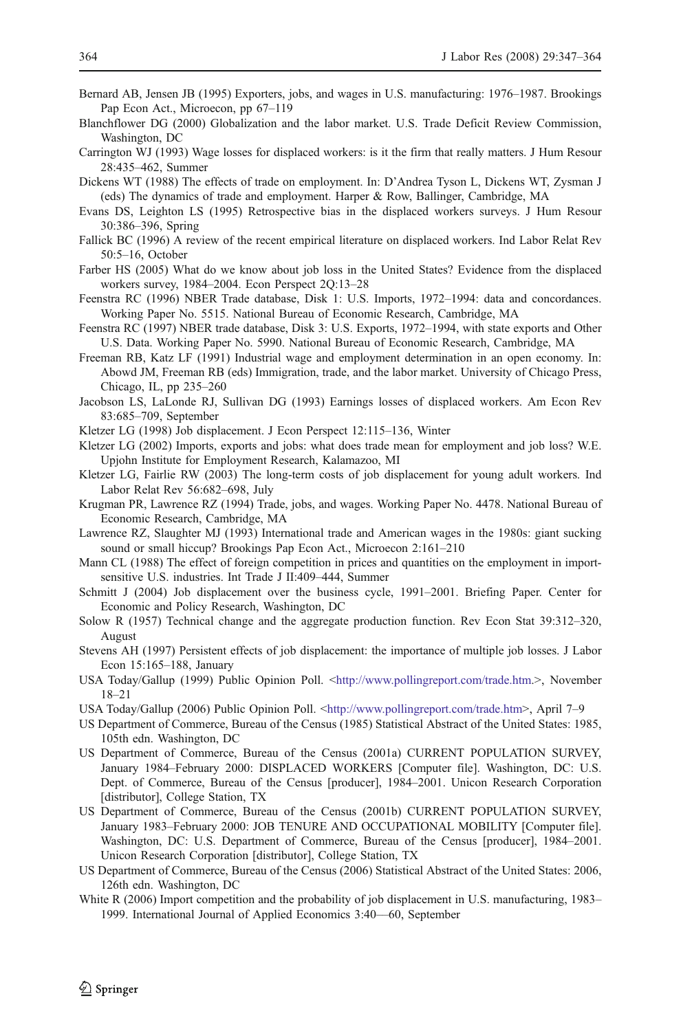Bernard AB, Jensen JB (1995) Exporters, jobs, and wages in U.S. manufacturing: 1976–1987. Brookings Pap Econ Act., Microecon, pp 67–119

Blanchflower DG (2000) Globalization and the labor market. U.S. Trade Deficit Review Commission, Washington, DC

Carrington WJ (1993) Wage losses for displaced workers: is it the firm that really matters. J Hum Resour 28:435–462, Summer

Dickens WT (1988) The effects of trade on employment. In: D'Andrea Tyson L, Dickens WT, Zysman J (eds) The dynamics of trade and employment. Harper & Row, Ballinger, Cambridge, MA

Evans DS, Leighton LS (1995) Retrospective bias in the displaced workers surveys. J Hum Resour 30:386–396, Spring

Fallick BC (1996) A review of the recent empirical literature on displaced workers. Ind Labor Relat Rev 50:5–16, October

Farber HS (2005) What do we know about job loss in the United States? Evidence from the displaced workers survey, 1984–2004. Econ Perspect 2Q:13–28

Feenstra RC (1996) NBER Trade database, Disk 1: U.S. Imports, 1972–1994: data and concordances. Working Paper No. 5515. National Bureau of Economic Research, Cambridge, MA

Feenstra RC (1997) NBER trade database, Disk 3: U.S. Exports, 1972–1994, with state exports and Other U.S. Data. Working Paper No. 5990. National Bureau of Economic Research, Cambridge, MA

Freeman RB, Katz LF (1991) Industrial wage and employment determination in an open economy. In: Abowd JM, Freeman RB (eds) Immigration, trade, and the labor market. University of Chicago Press, Chicago, IL, pp 235–260

Jacobson LS, LaLonde RJ, Sullivan DG (1993) Earnings losses of displaced workers. Am Econ Rev 83:685–709, September

Kletzer LG (1998) Job displacement. J Econ Perspect 12:115–136, Winter

Kletzer LG (2002) Imports, exports and jobs: what does trade mean for employment and job loss? W.E. Upjohn Institute for Employment Research, Kalamazoo, MI

Kletzer LG, Fairlie RW (2003) The long-term costs of job displacement for young adult workers. Ind Labor Relat Rev 56:682–698, July

Krugman PR, Lawrence RZ (1994) Trade, jobs, and wages. Working Paper No. 4478. National Bureau of Economic Research, Cambridge, MA

Lawrence RZ, Slaughter MJ (1993) International trade and American wages in the 1980s: giant sucking sound or small hiccup? Brookings Pap Econ Act., Microecon 2:161–210

Mann CL (1988) The effect of foreign competition in prices and quantities on the employment in import-sensitive U.S. industries. Int Trade J II:409–444, Summer

Schmitt J (2004) Job displacement over the business cycle, 1991–2001. Briefing Paper. Center for Economic and Policy Research, Washington, DC

Solow R (1957) Technical change and the aggregate production function. Rev Econ Stat 39:312–320, August

Stevens AH (1997) Persistent effects of job displacement: the importance of multiple job losses. J Labor Econ 15:165–188, January

USA Today/Gallup (1999) Public Opinion Poll. <http://www.pollingreport.com/trade.htm.>, November 18–21

USA Today/Gallup (2006) Public Opinion Poll. <http://www.pollingreport.com/trade.htm>, April 7–9

US Department of Commerce, Bureau of the Census (1985) Statistical Abstract of the United States: 1985, 105th edn. Washington, DC

US Department of Commerce, Bureau of the Census (2001a) CURRENT POPULATION SURVEY, January 1984–February 2000: DISPLACED WORKERS [Computer file]. Washington, DC: U.S. Dept. of Commerce, Bureau of the Census [producer], 1984–2001. Unicon Research Corporation [distributor], College Station, TX

US Department of Commerce, Bureau of the Census (2001b) CURRENT POPULATION SURVEY, January 1983–February 2000: JOB TENURE AND OCCUPATIONAL MOBILITY [Computer file]. Washington, DC: U.S. Department of Commerce, Bureau of the Census [producer], 1984–2001. Unicon Research Corporation [distributor], College Station, TX

US Department of Commerce, Bureau of the Census (2006) Statistical Abstract of the United States: 2006, 126th edn. Washington, DC

White R (2006) Import competition and the probability of job displacement in U.S. manufacturing, 1983–1999. International Journal of Applied Economics 3:40—60, September